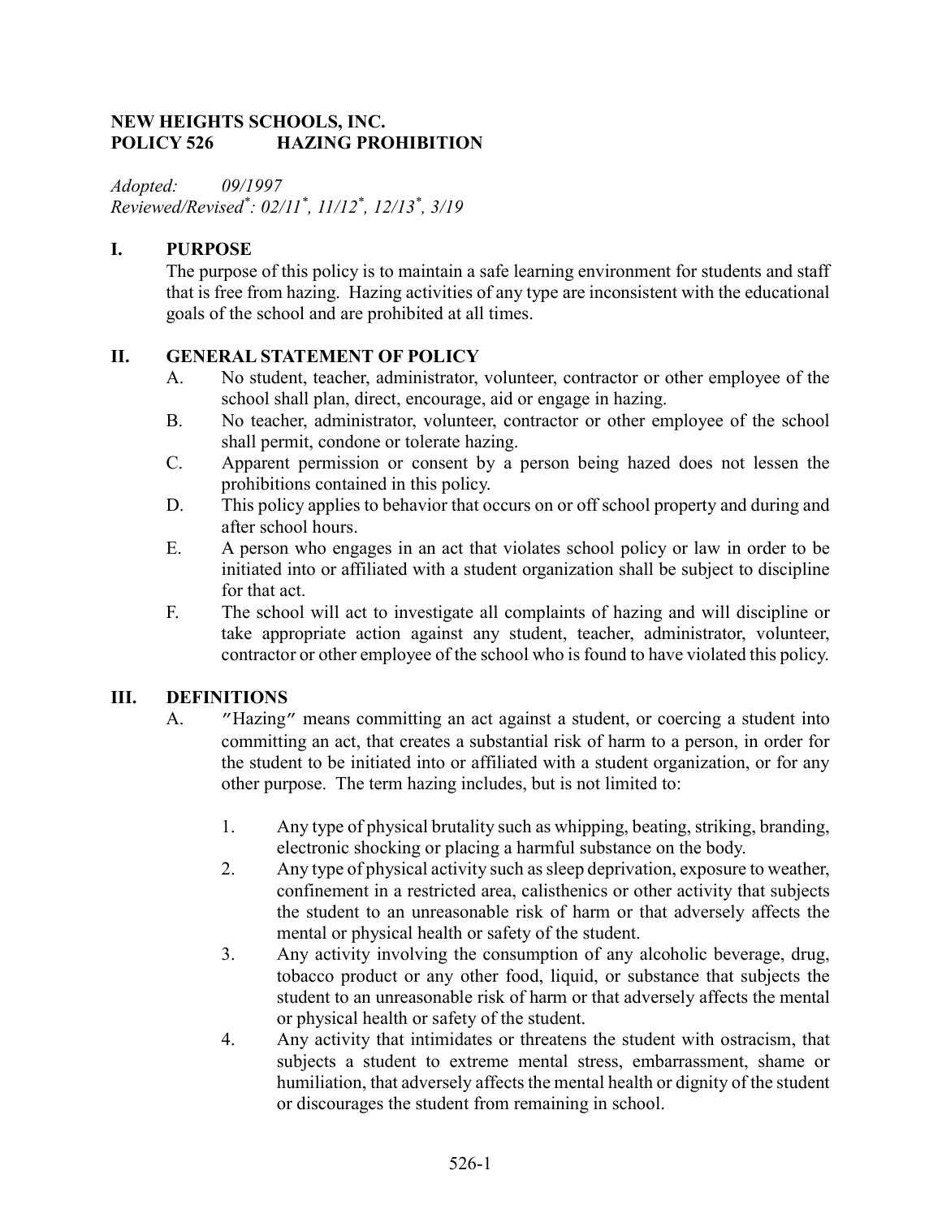**NEW HEIGHTS SCHOOLS, INC.**
**POLICY 526 HAZING PROHIBITION**

*Adopted: 09/1997*
*Reviewed/Revised*: 02/11*, 11/12*, 12/13*, 3/19*

## I. PURPOSE

The purpose of this policy is to maintain a safe learning environment for students and staff that is free from hazing. Hazing activities of any type are inconsistent with the educational goals of the school and are prohibited at all times.

## II. GENERAL STATEMENT OF POLICY

A. No student, teacher, administrator, volunteer, contractor or other employee of the school shall plan, direct, encourage, aid or engage in hazing.

B. No teacher, administrator, volunteer, contractor or other employee of the school shall permit, condone or tolerate hazing.

C. Apparent permission or consent by a person being hazed does not lessen the prohibitions contained in this policy.

D. This policy applies to behavior that occurs on or off school property and during and after school hours.

E. A person who engages in an act that violates school policy or law in order to be initiated into or affiliated with a student organization shall be subject to discipline for that act.

F. The school will act to investigate all complaints of hazing and will discipline or take appropriate action against any student, teacher, administrator, volunteer, contractor or other employee of the school who is found to have violated this policy.

## III. DEFINITIONS

A. "Hazing" means committing an act against a student, or coercing a student into committing an act, that creates a substantial risk of harm to a person, in order for the student to be initiated into or affiliated with a student organization, or for any other purpose. The term hazing includes, but is not limited to:

1. Any type of physical brutality such as whipping, beating, striking, branding, electronic shocking or placing a harmful substance on the body.
2. Any type of physical activity such as sleep deprivation, exposure to weather, confinement in a restricted area, calisthenics or other activity that subjects the student to an unreasonable risk of harm or that adversely affects the mental or physical health or safety of the student.
3. Any activity involving the consumption of any alcoholic beverage, drug, tobacco product or any other food, liquid, or substance that subjects the student to an unreasonable risk of harm or that adversely affects the mental or physical health or safety of the student.
4. Any activity that intimidates or threatens the student with ostracism, that subjects a student to extreme mental stress, embarrassment, shame or humiliation, that adversely affects the mental health or dignity of the student or discourages the student from remaining in school.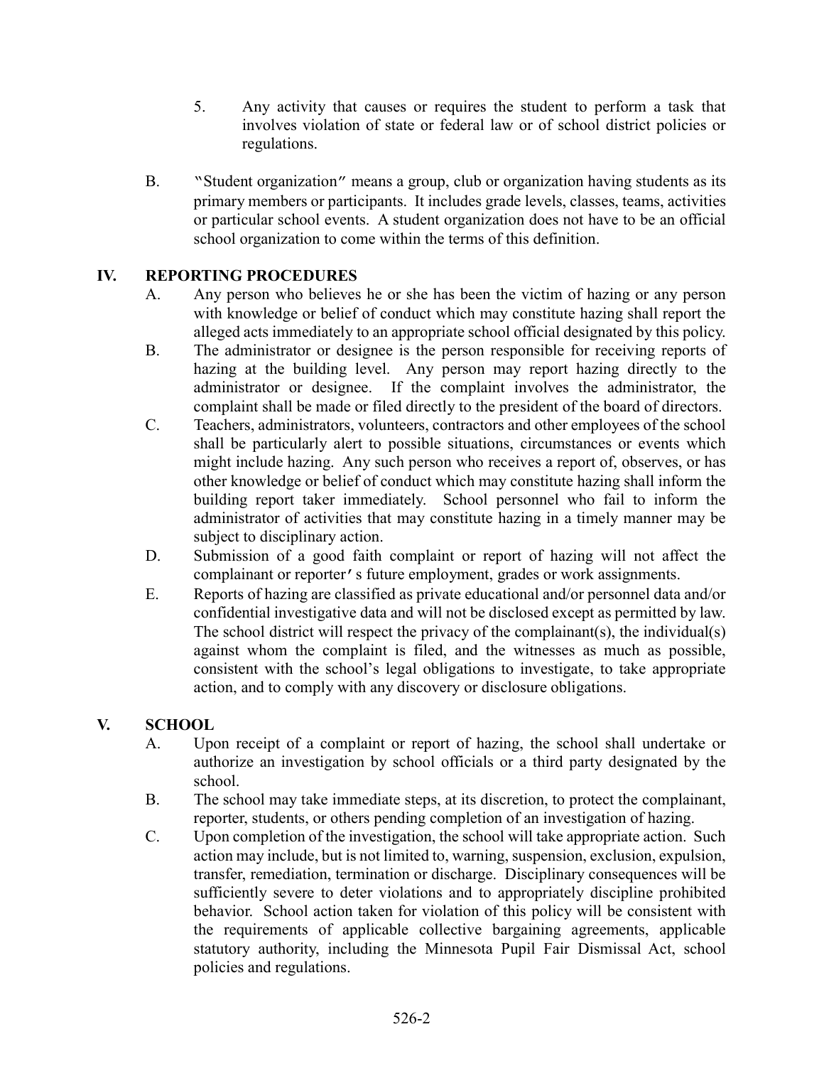5. Any activity that causes or requires the student to perform a task that involves violation of state or federal law or of school district policies or regulations.

B. "Student organization" means a group, club or organization having students as its primary members or participants. It includes grade levels, classes, teams, activities or particular school events. A student organization does not have to be an official school organization to come within the terms of this definition.

## IV. REPORTING PROCEDURES

A. Any person who believes he or she has been the victim of hazing or any person with knowledge or belief of conduct which may constitute hazing shall report the alleged acts immediately to an appropriate school official designated by this policy.

B. The administrator or designee is the person responsible for receiving reports of hazing at the building level. Any person may report hazing directly to the administrator or designee. If the complaint involves the administrator, the complaint shall be made or filed directly to the president of the board of directors.

C. Teachers, administrators, volunteers, contractors and other employees of the school shall be particularly alert to possible situations, circumstances or events which might include hazing. Any such person who receives a report of, observes, or has other knowledge or belief of conduct which may constitute hazing shall inform the building report taker immediately. School personnel who fail to inform the administrator of activities that may constitute hazing in a timely manner may be subject to disciplinary action.

D. Submission of a good faith complaint or report of hazing will not affect the complainant or reporter's future employment, grades or work assignments.

E. Reports of hazing are classified as private educational and/or personnel data and/or confidential investigative data and will not be disclosed except as permitted by law. The school district will respect the privacy of the complainant(s), the individual(s) against whom the complaint is filed, and the witnesses as much as possible, consistent with the school's legal obligations to investigate, to take appropriate action, and to comply with any discovery or disclosure obligations.

## V. SCHOOL

A. Upon receipt of a complaint or report of hazing, the school shall undertake or authorize an investigation by school officials or a third party designated by the school.

B. The school may take immediate steps, at its discretion, to protect the complainant, reporter, students, or others pending completion of an investigation of hazing.

C. Upon completion of the investigation, the school will take appropriate action. Such action may include, but is not limited to, warning, suspension, exclusion, expulsion, transfer, remediation, termination or discharge. Disciplinary consequences will be sufficiently severe to deter violations and to appropriately discipline prohibited behavior. School action taken for violation of this policy will be consistent with the requirements of applicable collective bargaining agreements, applicable statutory authority, including the Minnesota Pupil Fair Dismissal Act, school policies and regulations.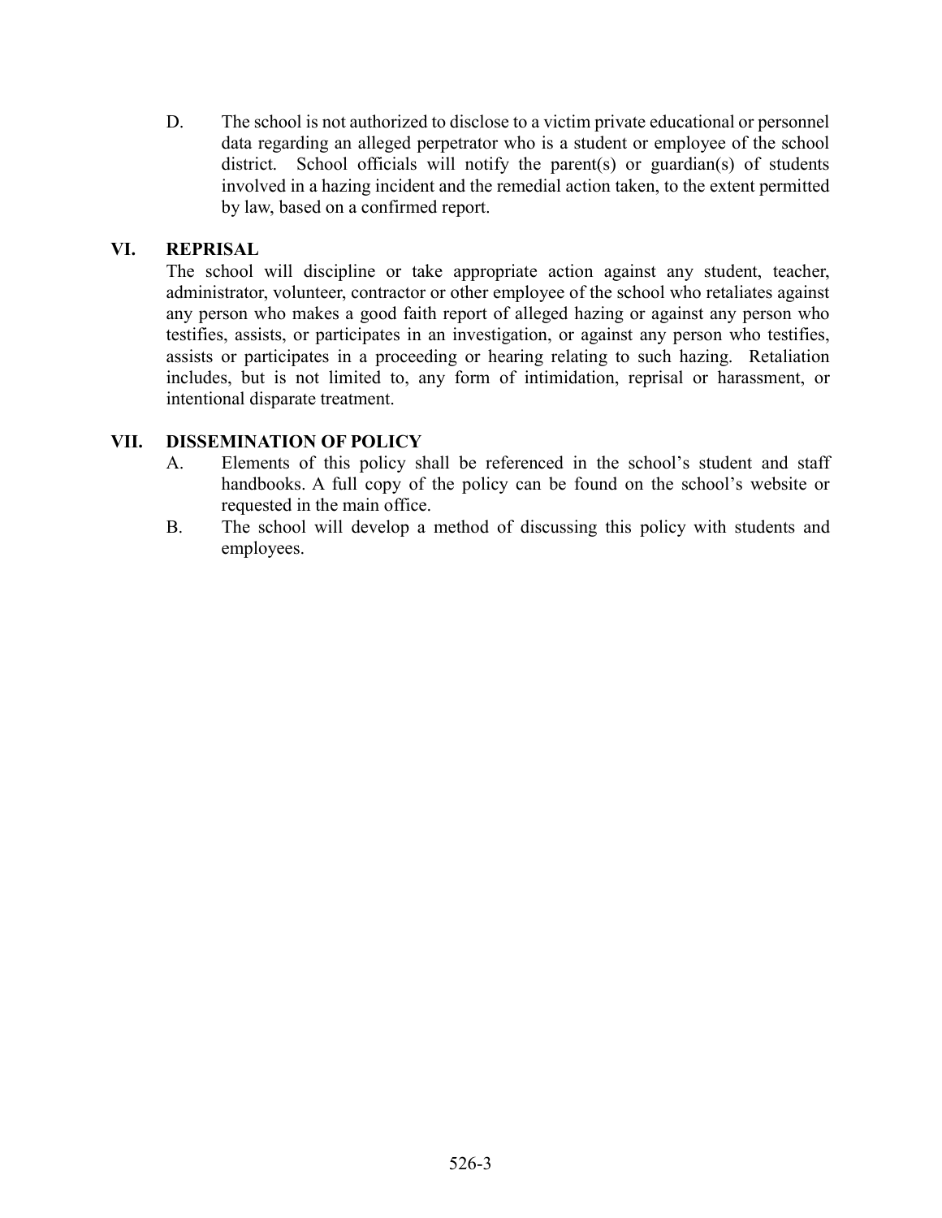D. The school is not authorized to disclose to a victim private educational or personnel data regarding an alleged perpetrator who is a student or employee of the school district. School officials will notify the parent(s) or guardian(s) of students involved in a hazing incident and the remedial action taken, to the extent permitted by law, based on a confirmed report.

## VI. REPRISAL

The school will discipline or take appropriate action against any student, teacher, administrator, volunteer, contractor or other employee of the school who retaliates against any person who makes a good faith report of alleged hazing or against any person who testifies, assists, or participates in an investigation, or against any person who testifies, assists or participates in a proceeding or hearing relating to such hazing. Retaliation includes, but is not limited to, any form of intimidation, reprisal or harassment, or intentional disparate treatment.

## VII. DISSEMINATION OF POLICY

A. Elements of this policy shall be referenced in the school's student and staff handbooks. A full copy of the policy can be found on the school's website or requested in the main office.

B. The school will develop a method of discussing this policy with students and employees.